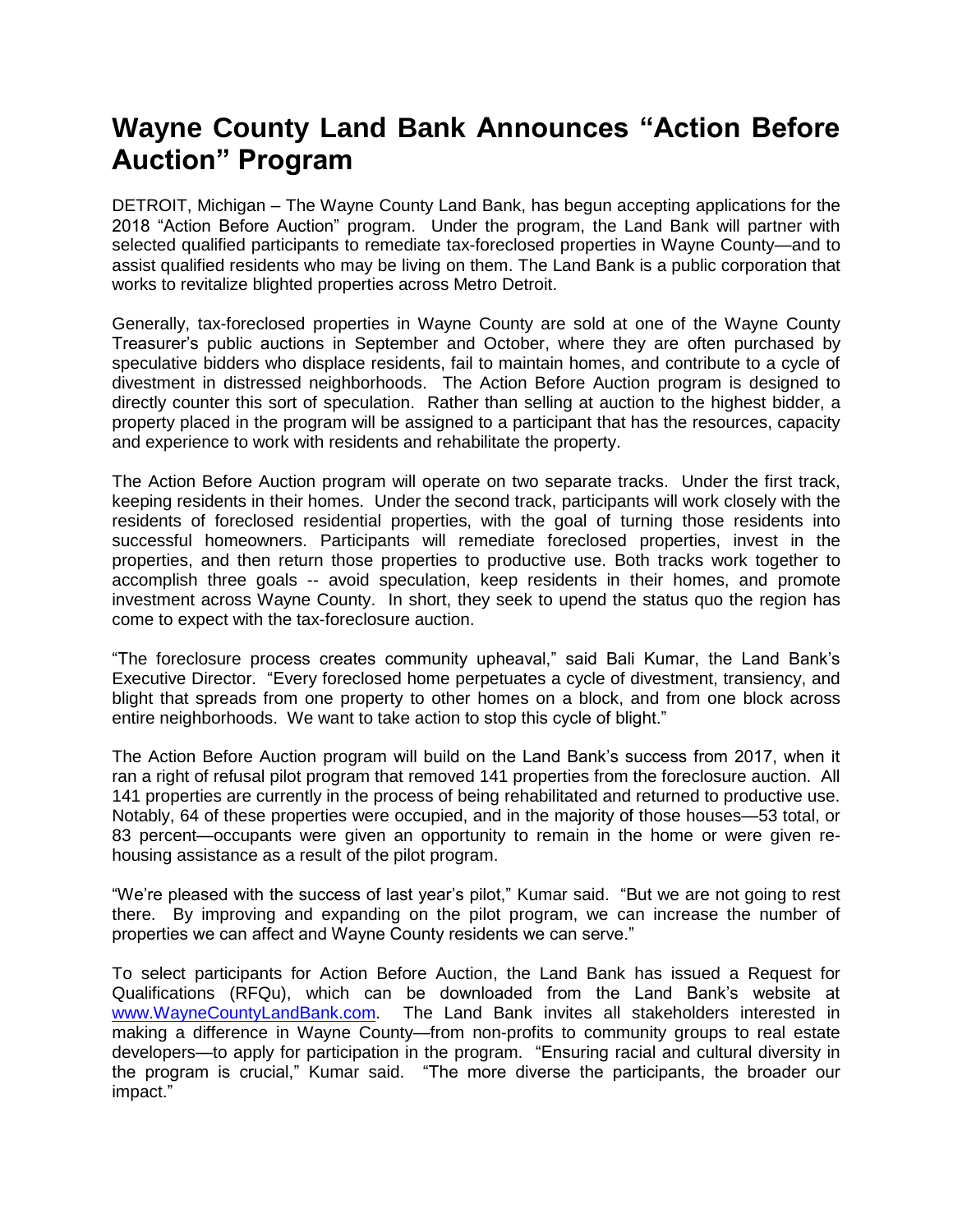# Wayne County Land Bank Announces "Action Before Auction" Program

DETROIT, Michigan – The Wayne County Land Bank, has begun accepting applications for the 2018 "Action Before Auction" program. Under the program, the Land Bank will partner with selected qualified participants to remediate tax-foreclosed properties in Wayne County—and to assist qualified residents who may be living on them. The Land Bank is a public corporation that works to revitalize blighted properties across Metro Detroit.

Generally, tax-foreclosed properties in Wayne County are sold at one of the Wayne County Treasurer's public auctions in September and October, where they are often purchased by speculative bidders who displace residents, fail to maintain homes, and contribute to a cycle of divestment in distressed neighborhoods. The Action Before Auction program is designed to directly counter this sort of speculation. Rather than selling at auction to the highest bidder, a property placed in the program will be assigned to a participant that has the resources, capacity and experience to work with residents and rehabilitate the property.

The Action Before Auction program will operate on two separate tracks. Under the first track, keeping residents in their homes. Under the second track, participants will work closely with the residents of foreclosed residential properties, with the goal of turning those residents into successful homeowners. Participants will remediate foreclosed properties, invest in the properties, and then return those properties to productive use. Both tracks work together to accomplish three goals -- avoid speculation, keep residents in their homes, and promote investment across Wayne County. In short, they seek to upend the status quo the region has come to expect with the tax-foreclosure auction.

"The foreclosure process creates community upheaval," said Bali Kumar, the Land Bank's Executive Director. "Every foreclosed home perpetuates a cycle of divestment, transiency, and blight that spreads from one property to other homes on a block, and from one block across entire neighborhoods. We want to take action to stop this cycle of blight."

The Action Before Auction program will build on the Land Bank's success from 2017, when it ran a right of refusal pilot program that removed 141 properties from the foreclosure auction. All 141 properties are currently in the process of being rehabilitated and returned to productive use. Notably, 64 of these properties were occupied, and in the majority of those houses—53 total, or 83 percent—occupants were given an opportunity to remain in the home or were given re-housing assistance as a result of the pilot program.

"We're pleased with the success of last year's pilot," Kumar said. "But we are not going to rest there. By improving and expanding on the pilot program, we can increase the number of properties we can affect and Wayne County residents we can serve."

To select participants for Action Before Auction, the Land Bank has issued a Request for Qualifications (RFQu), which can be downloaded from the Land Bank's website at [www.WayneCountyLandBank.com](http://www.WayneCountyLandBank.com). The Land Bank invites all stakeholders interested in making a difference in Wayne County—from non-profits to community groups to real estate developers—to apply for participation in the program. "Ensuring racial and cultural diversity in the program is crucial," Kumar said. "The more diverse the participants, the broader our impact."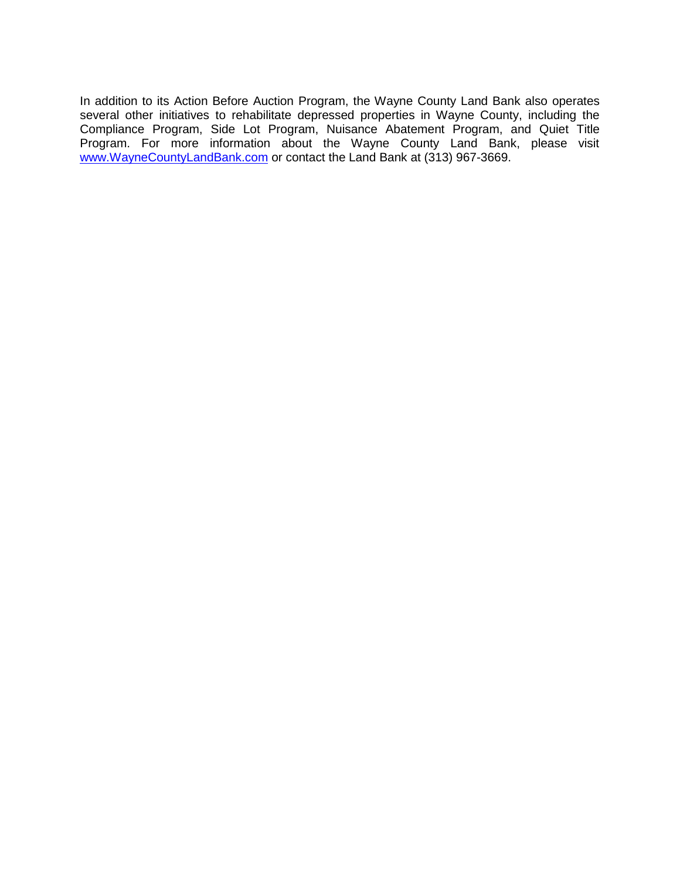In addition to its Action Before Auction Program, the Wayne County Land Bank also operates several other initiatives to rehabilitate depressed properties in Wayne County, including the Compliance Program, Side Lot Program, Nuisance Abatement Program, and Quiet Title Program. For more information about the Wayne County Land Bank, please visit [www.WayneCountyLandBank.com](http://www.WayneCountyLandBank.com) or contact the Land Bank at (313) 967-3669.